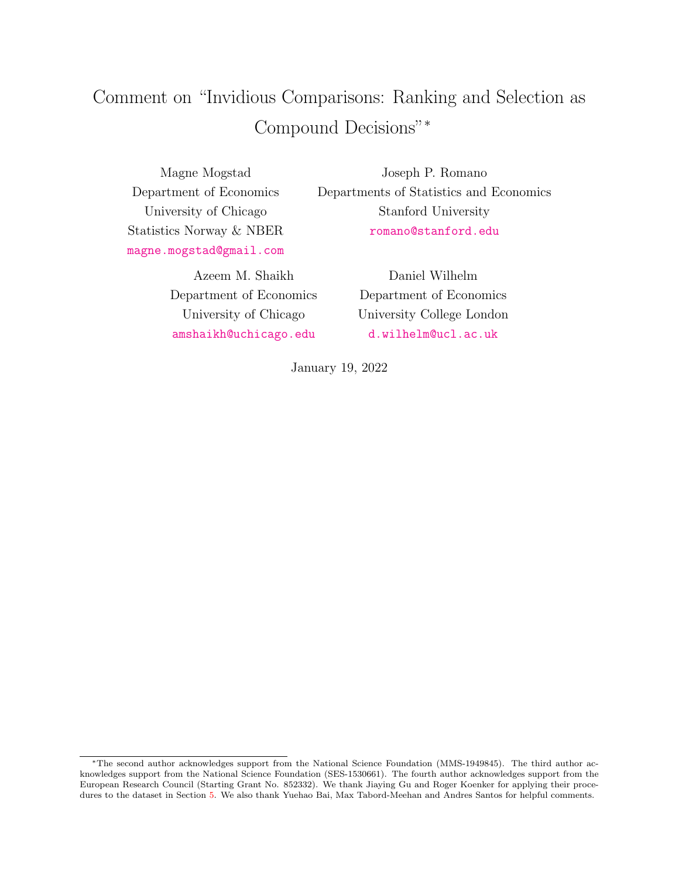# Comment on "Invidious Comparisons: Ranking and Selection as Compound Decisions"*

Magne Mogstad
Department of Economics
University of Chicago
Statistics Norway & NBER
magne.mogstad@gmail.com

Joseph P. Romano
Departments of Statistics and Economics
Stanford University
romano@stanford.edu

Azeem M. Shaikh
Department of Economics
University of Chicago
amshaikh@uchicago.edu

Daniel Wilhelm
Department of Economics
University College London
d.wilhelm@ucl.ac.uk

January 19, 2022

---

*The second author acknowledges support from the National Science Foundation (MMS-1949845). The third author acknowledges support from the National Science Foundation (SES-1530661). The fourth author acknowledges support from the European Research Council (Starting Grant No. 852332). We thank Jiaying Gu and Roger Koenker for applying their procedures to the dataset in Section 5. We also thank Yuehao Bai, Max Tabord-Meehan and Andres Santos for helpful comments.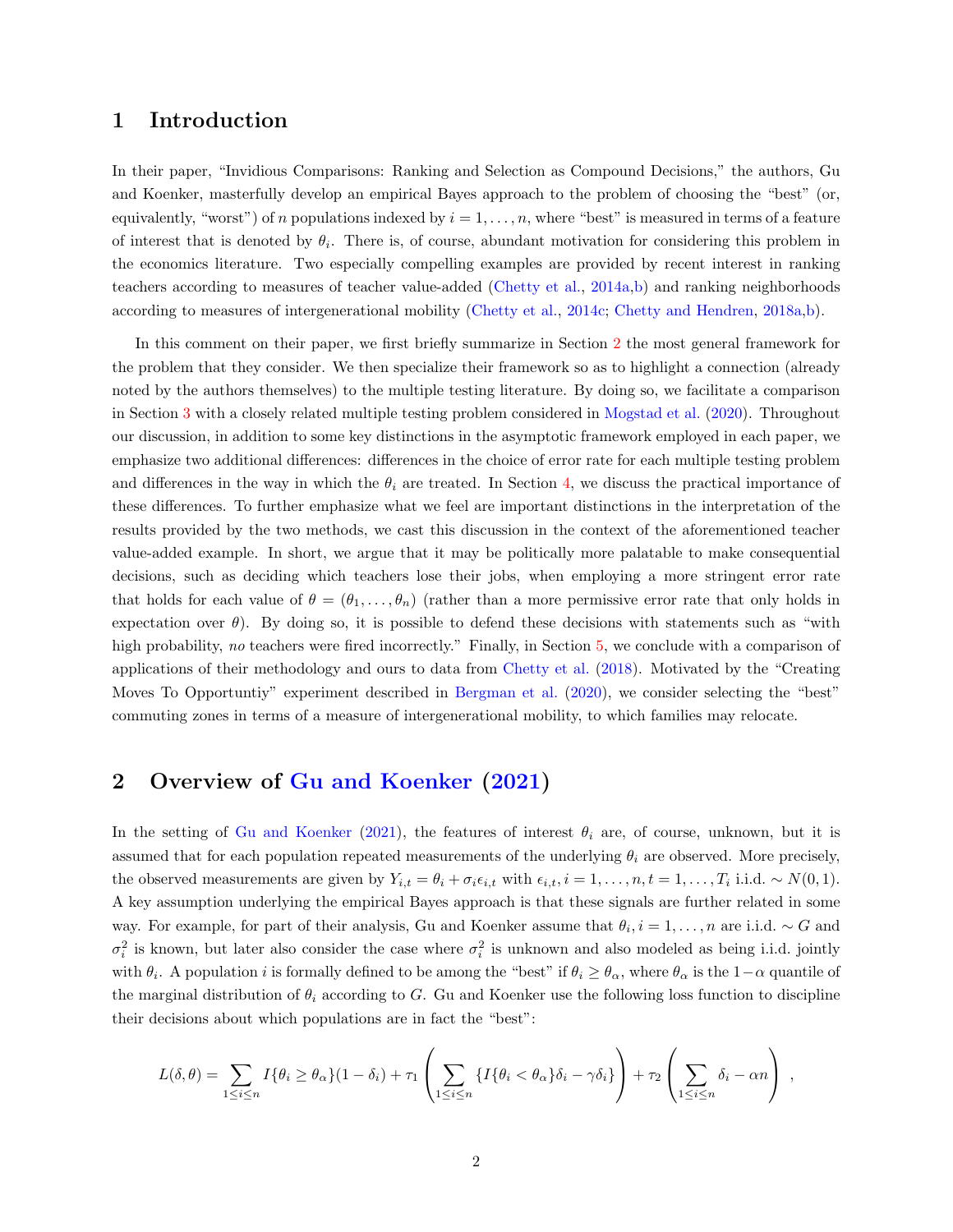# 1 Introduction

In their paper, "Invidious Comparisons: Ranking and Selection as Compound Decisions," the authors, Gu and Koenker, masterfully develop an empirical Bayes approach to the problem of choosing the "best" (or, equivalently, "worst") of $n$ populations indexed by $i = 1, \ldots, n$, where "best" is measured in terms of a feature of interest that is denoted by $\theta_i$. There is, of course, abundant motivation for considering this problem in the economics literature. Two especially compelling examples are provided by recent interest in ranking teachers according to measures of teacher value-added (Chetty et al., 2014a,b) and ranking neighborhoods according to measures of intergenerational mobility (Chetty et al., 2014c; Chetty and Hendren, 2018a,b).

In this comment on their paper, we first briefly summarize in Section 2 the most general framework for the problem that they consider. We then specialize their framework so as to highlight a connection (already noted by the authors themselves) to the multiple testing literature. By doing so, we facilitate a comparison in Section 3 with a closely related multiple testing problem considered in Mogstad et al. (2020). Throughout our discussion, in addition to some key distinctions in the asymptotic framework employed in each paper, we emphasize two additional differences: differences in the choice of error rate for each multiple testing problem and differences in the way in which the $\theta_i$ are treated. In Section 4, we discuss the practical importance of these differences. To further emphasize what we feel are important distinctions in the interpretation of the results provided by the two methods, we cast this discussion in the context of the aforementioned teacher value-added example. In short, we argue that it may be politically more palatable to make consequential decisions, such as deciding which teachers lose their jobs, when employing a more stringent error rate that holds for each value of $\theta = (\theta_1, \ldots, \theta_n)$ (rather than a more permissive error rate that only holds in expectation over $\theta$). By doing so, it is possible to defend these decisions with statements such as "with high probability, *no* teachers were fired incorrectly." Finally, in Section 5, we conclude with a comparison of applications of their methodology and ours to data from Chetty et al. (2018). Motivated by the "Creating Moves To Opportuntiy" experiment described in Bergman et al. (2020), we consider selecting the "best" commuting zones in terms of a measure of intergenerational mobility, to which families may relocate.

# 2 Overview of Gu and Koenker (2021)

In the setting of Gu and Koenker (2021), the features of interest $\theta_i$ are, of course, unknown, but it is assumed that for each population repeated measurements of the underlying $\theta_i$ are observed. More precisely, the observed measurements are given by $Y_{i,t} = \theta_i + \sigma_i \epsilon_{i,t}$ with $\epsilon_{i,t}, i = 1, \ldots, n, t = 1, \ldots, T_i$ i.i.d. $\sim N(0, 1)$. A key assumption underlying the empirical Bayes approach is that these signals are further related in some way. For example, for part of their analysis, Gu and Koenker assume that $\theta_i, i = 1, \ldots, n$ are i.i.d. $\sim G$ and $\sigma_i^2$ is known, but later also consider the case where $\sigma_i^2$ is unknown and also modeled as being i.i.d. jointly with $\theta_i$. A population $i$ is formally defined to be among the "best" if $\theta_i \geq \theta_\alpha$, where $\theta_\alpha$ is the $1-\alpha$ quantile of the marginal distribution of $\theta_i$ according to $G$. Gu and Koenker use the following loss function to discipline their decisions about which populations are in fact the "best":

$$L(\delta, \theta) = \sum_{1 \leq i \leq n} I\{\theta_i \geq \theta_\alpha\}(1 - \delta_i) + \tau_1 \left( \sum_{1 \leq i \leq n} \{I\{\theta_i < \theta_\alpha\}\delta_i - \gamma \delta_i\} \right) + \tau_2 \left( \sum_{1 \leq i \leq n} \delta_i - \alpha n \right) ,$$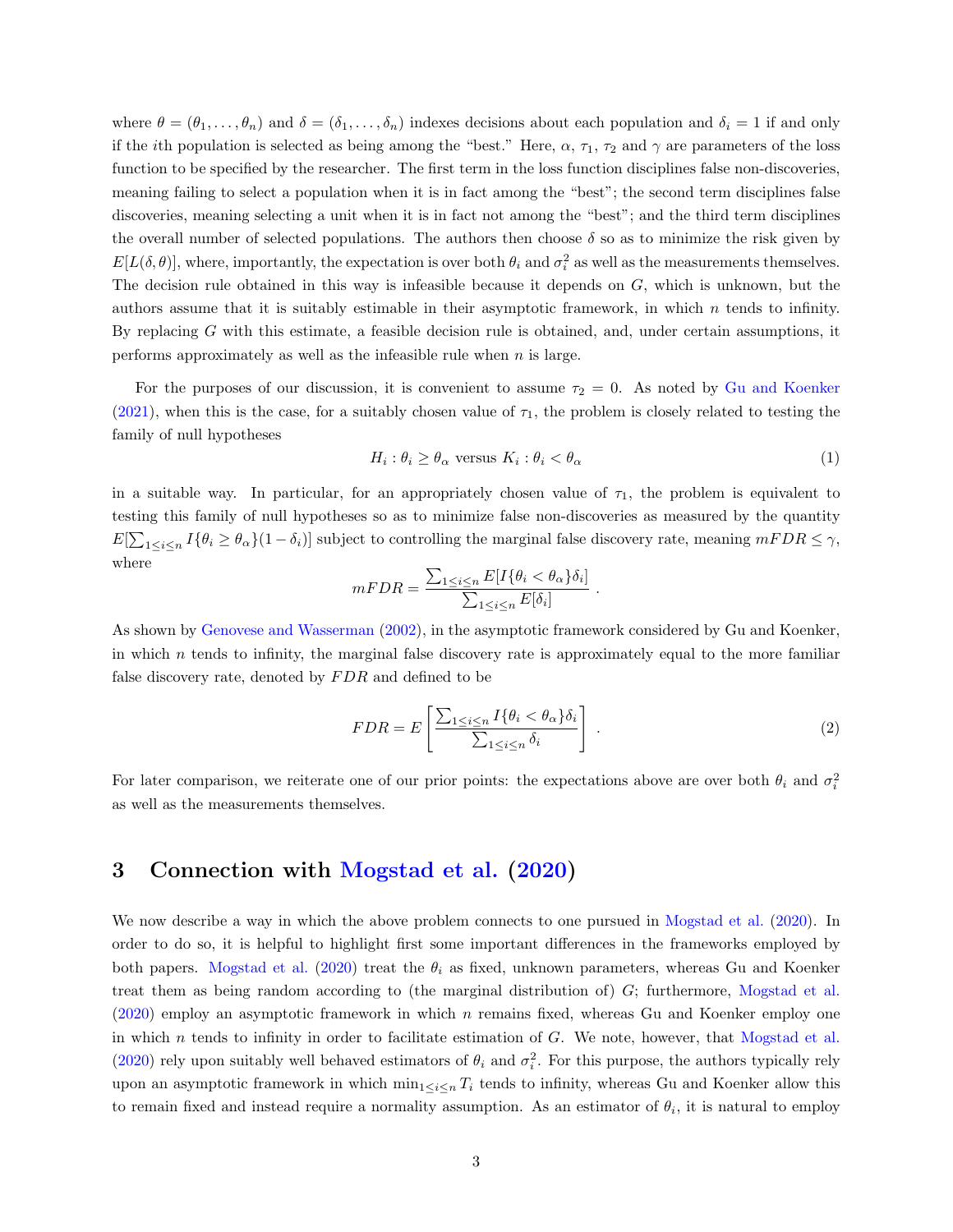where $\theta = (\theta_1, \ldots, \theta_n)$ and $\delta = (\delta_1, \ldots, \delta_n)$ indexes decisions about each population and $\delta_i = 1$ if and only if the $i$th population is selected as being among the "best." Here, $\alpha$, $\tau_1$, $\tau_2$ and $\gamma$ are parameters of the loss function to be specified by the researcher. The first term in the loss function disciplines false non-discoveries, meaning failing to select a population when it is in fact among the "best"; the second term disciplines false discoveries, meaning selecting a unit when it is in fact not among the "best"; and the third term disciplines the overall number of selected populations. The authors then choose $\delta$ so as to minimize the risk given by $E[L(\delta, \theta)]$, where, importantly, the expectation is over both $\theta_i$ and $\sigma_i^2$ as well as the measurements themselves. The decision rule obtained in this way is infeasible because it depends on $G$, which is unknown, but the authors assume that it is suitably estimable in their asymptotic framework, in which $n$ tends to infinity. By replacing $G$ with this estimate, a feasible decision rule is obtained, and, under certain assumptions, it performs approximately as well as the infeasible rule when $n$ is large.

For the purposes of our discussion, it is convenient to assume $\tau_2 = 0$. As noted by Gu and Koenker (2021), when this is the case, for a suitably chosen value of $\tau_1$, the problem is closely related to testing the family of null hypotheses

$$H_i : \theta_i \geq \theta_\alpha \text{ versus } K_i : \theta_i < \theta_\alpha \tag{1}$$

in a suitable way. In particular, for an appropriately chosen value of $\tau_1$, the problem is equivalent to testing this family of null hypotheses so as to minimize false non-discoveries as measured by the quantity $E[\sum_{1 \leq i \leq n} I\{\theta_i \geq \theta_\alpha\}(1 - \delta_i)]$ subject to controlling the marginal false discovery rate, meaning $mFDR \leq \gamma$, where

$$mFDR = \frac{\sum_{1 \leq i \leq n} E[I\{\theta_i < \theta_\alpha\}\delta_i]}{\sum_{1 \leq i \leq n} E[\delta_i]} .$$

As shown by Genovese and Wasserman (2002), in the asymptotic framework considered by Gu and Koenker, in which $n$ tends to infinity, the marginal false discovery rate is approximately equal to the more familiar false discovery rate, denoted by $FDR$ and defined to be

$$FDR = E\left[\frac{\sum_{1 \leq i \leq n} I\{\theta_i < \theta_\alpha\}\delta_i}{\sum_{1 \leq i \leq n} \delta_i}\right] . \tag{2}$$

For later comparison, we reiterate one of our prior points: the expectations above are over both $\theta_i$ and $\sigma_i^2$ as well as the measurements themselves.

## 3 Connection with Mogstad et al. (2020)

We now describe a way in which the above problem connects to one pursued in Mogstad et al. (2020). In order to do so, it is helpful to highlight first some important differences in the frameworks employed by both papers. Mogstad et al. (2020) treat the $\theta_i$ as fixed, unknown parameters, whereas Gu and Koenker treat them as being random according to (the marginal distribution of) $G$; furthermore, Mogstad et al. (2020) employ an asymptotic framework in which $n$ remains fixed, whereas Gu and Koenker employ one in which $n$ tends to infinity in order to facilitate estimation of $G$. We note, however, that Mogstad et al. (2020) rely upon suitably well behaved estimators of $\theta_i$ and $\sigma_i^2$. For this purpose, the authors typically rely upon an asymptotic framework in which $\min_{1 \leq i \leq n} T_i$ tends to infinity, whereas Gu and Koenker allow this to remain fixed and instead require a normality assumption. As an estimator of $\theta_i$, it is natural to employ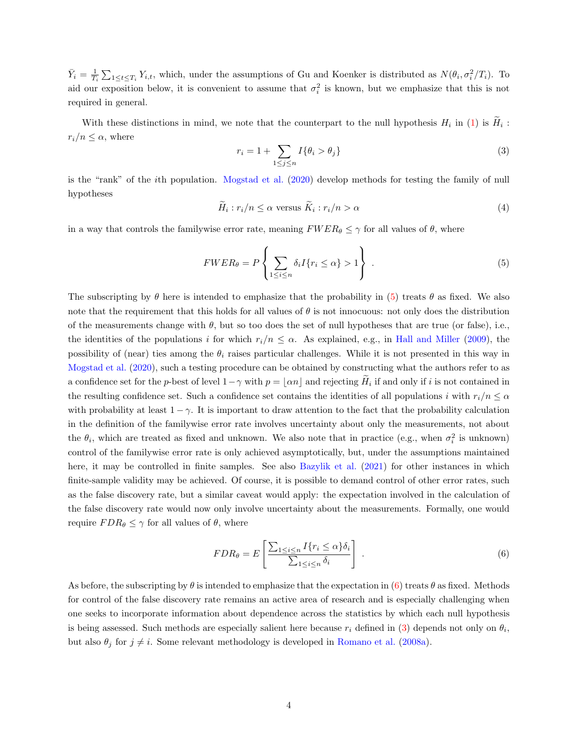$\bar{Y}_i = \frac{1}{T_i} \sum_{1 \leq t \leq T_i} Y_{i,t}$, which, under the assumptions of Gu and Koenker is distributed as $N(\theta_i, \sigma_i^2/T_i)$. To aid our exposition below, it is convenient to assume that $\sigma_i^2$ is known, but we emphasize that this is not required in general.

With these distinctions in mind, we note that the counterpart to the null hypothesis $H_i$ in (1) is $\widetilde{H}_i : r_i/n \leq \alpha$, where

$$r_i = 1 + \sum_{1 \leq j \leq n} I\{\theta_i > \theta_j\} \tag{3}$$

is the "rank" of the $i$th population. Mogstad et al. (2020) develop methods for testing the family of null hypotheses

$$\widetilde{H}_i : r_i/n \leq \alpha \text{ versus } \widetilde{K}_i : r_i/n > \alpha \tag{4}$$

in a way that controls the familywise error rate, meaning $FWER_\theta \leq \gamma$ for all values of $\theta$, where

$$FWER_\theta = P\left\{ \sum_{1 \leq i \leq n} \delta_i I\{r_i \leq \alpha\} > 1 \right\} . \tag{5}$$

The subscripting by $\theta$ here is intended to emphasize that the probability in (5) treats $\theta$ as fixed. We also note that the requirement that this holds for all values of $\theta$ is not innocuous: not only does the distribution of the measurements change with $\theta$, but so too does the set of null hypotheses that are true (or false), i.e., the identities of the populations $i$ for which $r_i/n \leq \alpha$. As explained, e.g., in Hall and Miller (2009), the possibility of (near) ties among the $\theta_i$ raises particular challenges. While it is not presented in this way in Mogstad et al. (2020), such a testing procedure can be obtained by constructing what the authors refer to as a confidence set for the $p$-best of level $1-\gamma$ with $p = \lfloor \alpha n \rfloor$ and rejecting $\widetilde{H}_i$ if and only if $i$ is not contained in the resulting confidence set. Such a confidence set contains the identities of all populations $i$ with $r_i/n \leq \alpha$ with probability at least $1-\gamma$. It is important to draw attention to the fact that the probability calculation in the definition of the familywise error rate involves uncertainty about only the measurements, not about the $\theta_i$, which are treated as fixed and unknown. We also note that in practice (e.g., when $\sigma_i^2$ is unknown) control of the familywise error rate is only achieved asymptotically, but, under the assumptions maintained here, it may be controlled in finite samples. See also Bazylik et al. (2021) for other instances in which finite-sample validity may be achieved. Of course, it is possible to demand control of other error rates, such as the false discovery rate, but a similar caveat would apply: the expectation involved in the calculation of the false discovery rate would now only involve uncertainty about the measurements. Formally, one would require $FDR_\theta \leq \gamma$ for all values of $\theta$, where

$$FDR_\theta = E\left[ \frac{\sum_{1 \leq i \leq n} I\{r_i \leq \alpha\} \delta_i}{\sum_{1 \leq i \leq n} \delta_i} \right] . \tag{6}$$

As before, the subscripting by $\theta$ is intended to emphasize that the expectation in (6) treats $\theta$ as fixed. Methods for control of the false discovery rate remains an active area of research and is especially challenging when one seeks to incorporate information about dependence across the statistics by which each null hypothesis is being assessed. Such methods are especially salient here because $r_i$ defined in (3) depends not only on $\theta_i$, but also $\theta_j$ for $j \neq i$. Some relevant methodology is developed in Romano et al. (2008a).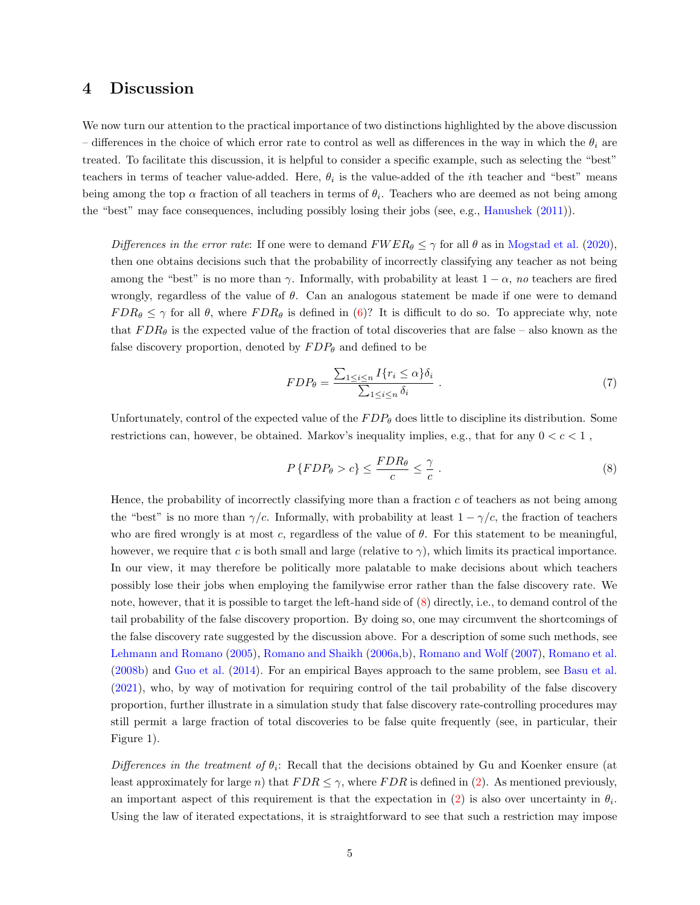# 4 Discussion

We now turn our attention to the practical importance of two distinctions highlighted by the above discussion – differences in the choice of which error rate to control as well as differences in the way in which the $\theta_i$ are treated. To facilitate this discussion, it is helpful to consider a specific example, such as selecting the "best" teachers in terms of teacher value-added. Here, $\theta_i$ is the value-added of the $i$th teacher and "best" means being among the top $\alpha$ fraction of all teachers in terms of $\theta_i$. Teachers who are deemed as not being among the "best" may face consequences, including possibly losing their jobs (see, e.g., Hanushek (2011)).

*Differences in the error rate*: If one were to demand $FWER_\theta \leq \gamma$ for all $\theta$ as in Mogstad et al. (2020), then one obtains decisions such that the probability of incorrectly classifying any teacher as not being among the "best" is no more than $\gamma$. Informally, with probability at least $1 - \alpha$, *no* teachers are fired wrongly, regardless of the value of $\theta$. Can an analogous statement be made if one were to demand $FDR_\theta \leq \gamma$ for all $\theta$, where $FDR_\theta$ is defined in (6)? It is difficult to do so. To appreciate why, note that $FDR_\theta$ is the expected value of the fraction of total discoveries that are false – also known as the false discovery proportion, denoted by $FDP_\theta$ and defined to be

$$FDP_\theta = \frac{\sum_{1 \leq i \leq n} I\{r_i \leq \alpha\}\delta_i}{\sum_{1 \leq i \leq n} \delta_i} \ . \tag{7}$$

Unfortunately, control of the expected value of the $FDP_\theta$ does little to discipline its distribution. Some restrictions can, however, be obtained. Markov's inequality implies, e.g., that for any $0 < c < 1$ ,

$$P\{FDP_\theta > c\} \leq \frac{FDR_\theta}{c} \leq \frac{\gamma}{c} \ . \tag{8}$$

Hence, the probability of incorrectly classifying more than a fraction $c$ of teachers as not being among the "best" is no more than $\gamma/c$. Informally, with probability at least $1 - \gamma/c$, the fraction of teachers who are fired wrongly is at most $c$, regardless of the value of $\theta$. For this statement to be meaningful, however, we require that $c$ is both small and large (relative to $\gamma$), which limits its practical importance. In our view, it may therefore be politically more palatable to make decisions about which teachers possibly lose their jobs when employing the familywise error rather than the false discovery rate. We note, however, that it is possible to target the left-hand side of (8) directly, i.e., to demand control of the tail probability of the false discovery proportion. By doing so, one may circumvent the shortcomings of the false discovery rate suggested by the discussion above. For a description of some such methods, see Lehmann and Romano (2005), Romano and Shaikh (2006a,b), Romano and Wolf (2007), Romano et al. (2008b) and Guo et al. (2014). For an empirical Bayes approach to the same problem, see Basu et al. (2021), who, by way of motivation for requiring control of the tail probability of the false discovery proportion, further illustrate in a simulation study that false discovery rate-controlling procedures may still permit a large fraction of total discoveries to be false quite frequently (see, in particular, their Figure 1).

*Differences in the treatment of $\theta_i$*: Recall that the decisions obtained by Gu and Koenker ensure (at least approximately for large $n$) that $FDR \leq \gamma$, where $FDR$ is defined in (2). As mentioned previously, an important aspect of this requirement is that the expectation in (2) is also over uncertainty in $\theta_i$. Using the law of iterated expectations, it is straightforward to see that such a restriction may impose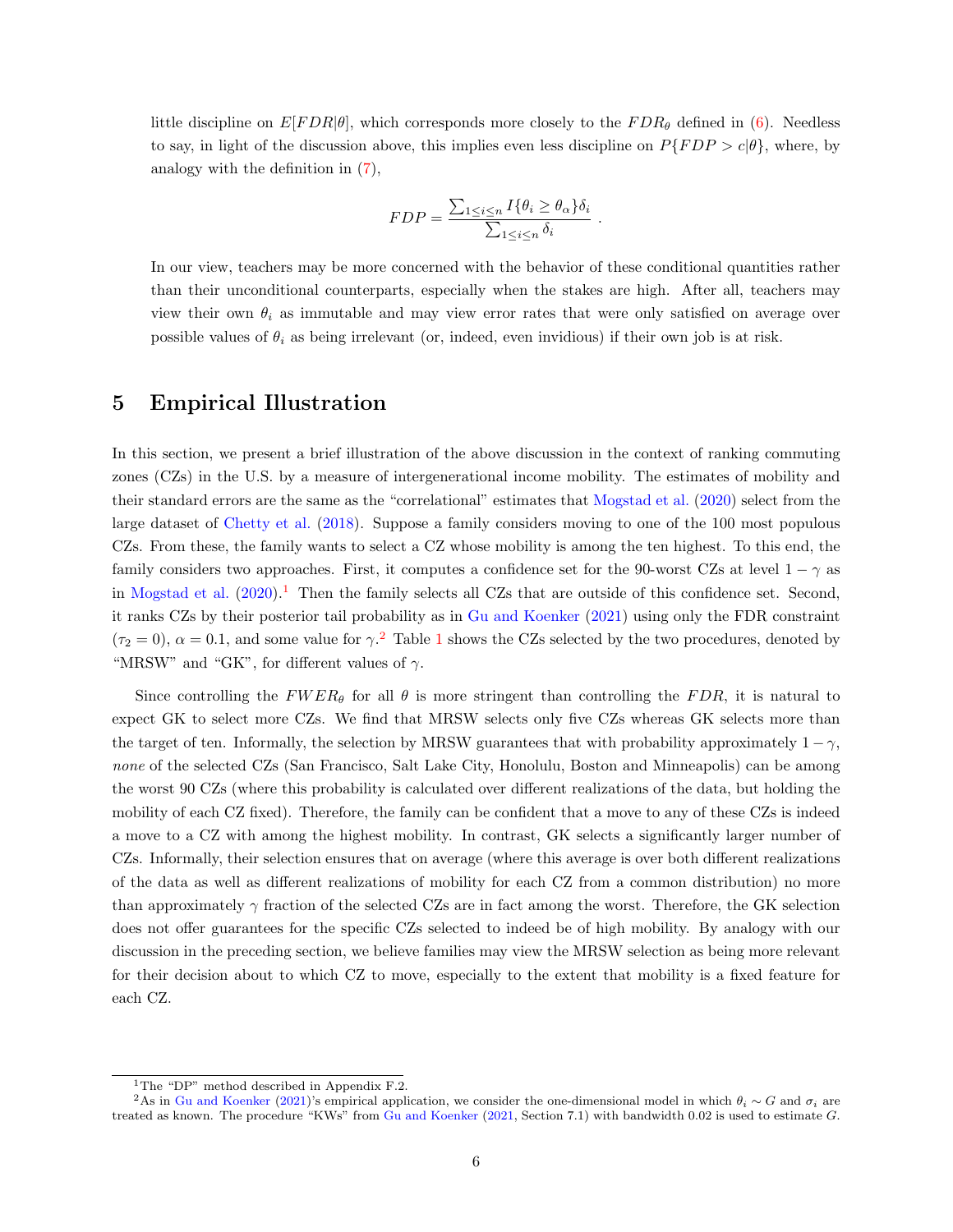little discipline on $E[FDR|\theta]$, which corresponds more closely to the $FDR_\theta$ defined in (6). Needless to say, in light of the discussion above, this implies even less discipline on $P\{FDP > c|\theta\}$, where, by analogy with the definition in (7),

$$FDP = \frac{\sum_{1 \le i \le n} I\{\theta_i \ge \theta_\alpha\}\delta_i}{\sum_{1 \le i \le n} \delta_i} .$$

In our view, teachers may be more concerned with the behavior of these conditional quantities rather than their unconditional counterparts, especially when the stakes are high. After all, teachers may view their own $\theta_i$ as immutable and may view error rates that were only satisfied on average over possible values of $\theta_i$ as being irrelevant (or, indeed, even invidious) if their own job is at risk.

# 5 Empirical Illustration

In this section, we present a brief illustration of the above discussion in the context of ranking commuting zones (CZs) in the U.S. by a measure of intergenerational income mobility. The estimates of mobility and their standard errors are the same as the "correlational" estimates that Mogstad et al. (2020) select from the large dataset of Chetty et al. (2018). Suppose a family considers moving to one of the 100 most populous CZs. From these, the family wants to select a CZ whose mobility is among the ten highest. To this end, the family considers two approaches. First, it computes a confidence set for the 90-worst CZs at level $1-\gamma$ as in Mogstad et al. (2020).[1] Then the family selects all CZs that are outside of this confidence set. Second, it ranks CZs by their posterior tail probability as in Gu and Koenker (2021) using only the FDR constraint ($\tau_2 = 0$), $\alpha = 0.1$, and some value for $\gamma$.[2] Table 1 shows the CZs selected by the two procedures, denoted by "MRSW" and "GK", for different values of $\gamma$.

Since controlling the $FWER_\theta$ for all $\theta$ is more stringent than controlling the $FDR$, it is natural to expect GK to select more CZs. We find that MRSW selects only five CZs whereas GK selects more than the target of ten. Informally, the selection by MRSW guarantees that with probability approximately $1-\gamma$, *none* of the selected CZs (San Francisco, Salt Lake City, Honolulu, Boston and Minneapolis) can be among the worst 90 CZs (where this probability is calculated over different realizations of the data, but holding the mobility of each CZ fixed). Therefore, the family can be confident that a move to any of these CZs is indeed a move to a CZ with among the highest mobility. In contrast, GK selects a significantly larger number of CZs. Informally, their selection ensures that on average (where this average is over both different realizations of the data as well as different realizations of mobility for each CZ from a common distribution) no more than approximately $\gamma$ fraction of the selected CZs are in fact among the worst. Therefore, the GK selection does not offer guarantees for the specific CZs selected to indeed be of high mobility. By analogy with our discussion in the preceding section, we believe families may view the MRSW selection as being more relevant for their decision about to which CZ to move, especially to the extent that mobility is a fixed feature for each CZ.

[1] The "DP" method described in Appendix F.2.

[2] As in Gu and Koenker (2021)'s empirical application, we consider the one-dimensional model in which $\theta_i \sim G$ and $\sigma_i$ are treated as known. The procedure "KWs" from Gu and Koenker (2021, Section 7.1) with bandwidth 0.02 is used to estimate $G$.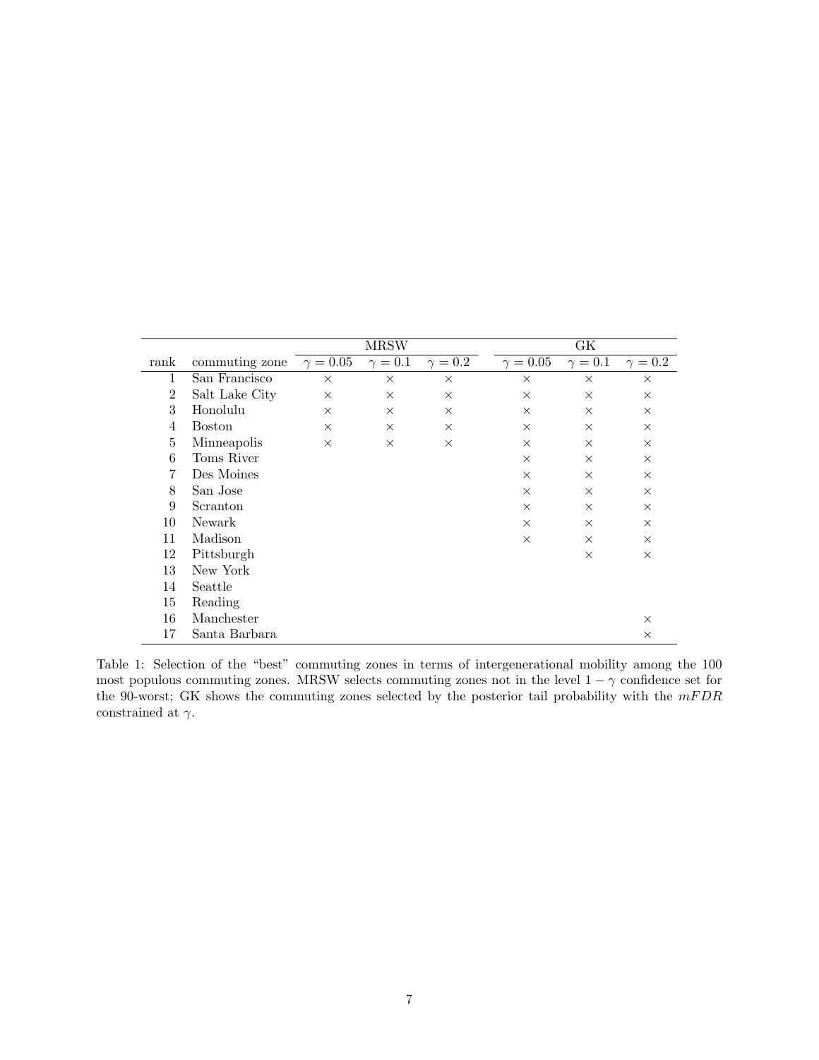| rank | commuting zone | MRSW | | | GK | | |
|---|---|---|---|---|---|---|---|
| | | $\gamma = 0.05$ | $\gamma = 0.1$ | $\gamma = 0.2$ | $\gamma = 0.05$ | $\gamma = 0.1$ | $\gamma = 0.2$ |
| 1 | San Francisco | × | × | × | × | × | × |
| 2 | Salt Lake City | × | × | × | × | × | × |
| 3 | Honolulu | × | × | × | × | × | × |
| 4 | Boston | × | × | × | × | × | × |
| 5 | Minneapolis | × | × | × | × | × | × |
| 6 | Toms River | | | | × | × | × |
| 7 | Des Moines | | | | × | × | × |
| 8 | San Jose | | | | × | × | × |
| 9 | Scranton | | | | × | × | × |
| 10 | Newark | | | | × | × | × |
| 11 | Madison | | | | × | × | × |
| 12 | Pittsburgh | | | | | × | × |
| 13 | New York | | | | | | |
| 14 | Seattle | | | | | | |
| 15 | Reading | | | | | | |
| 16 | Manchester | | | | | | × |
| 17 | Santa Barbara | | | | | | × |

Table 1: Selection of the "best" commuting zones in terms of intergenerational mobility among the 100 most populous commuting zones. MRSW selects commuting zones not in the level $1 - \gamma$ confidence set for the 90-worst; GK shows the commuting zones selected by the posterior tail probability with the $mFDR$ constrained at $\gamma$.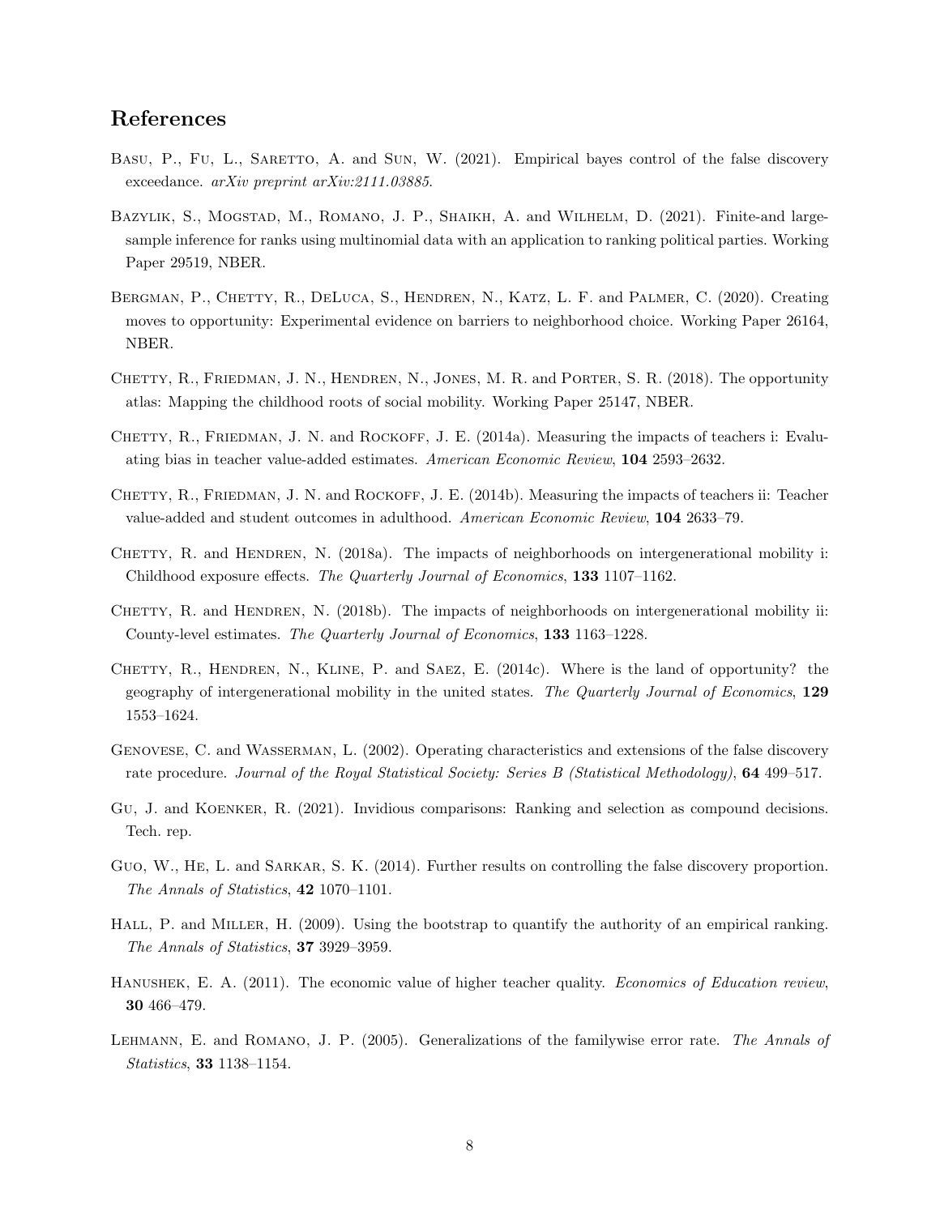# References

Basu, P., Fu, L., Saretto, A. and Sun, W. (2021). Empirical bayes control of the false discovery exceedance. *arXiv preprint arXiv:2111.03885*.

Bazylik, S., Mogstad, M., Romano, J. P., Shaikh, A. and Wilhelm, D. (2021). Finite-and large-sample inference for ranks using multinomial data with an application to ranking political parties. Working Paper 29519, NBER.

Bergman, P., Chetty, R., DeLuca, S., Hendren, N., Katz, L. F. and Palmer, C. (2020). Creating moves to opportunity: Experimental evidence on barriers to neighborhood choice. Working Paper 26164, NBER.

Chetty, R., Friedman, J. N., Hendren, N., Jones, M. R. and Porter, S. R. (2018). The opportunity atlas: Mapping the childhood roots of social mobility. Working Paper 25147, NBER.

Chetty, R., Friedman, J. N. and Rockoff, J. E. (2014a). Measuring the impacts of teachers i: Evaluating bias in teacher value-added estimates. *American Economic Review*, **104** 2593–2632.

Chetty, R., Friedman, J. N. and Rockoff, J. E. (2014b). Measuring the impacts of teachers ii: Teacher value-added and student outcomes in adulthood. *American Economic Review*, **104** 2633–79.

Chetty, R. and Hendren, N. (2018a). The impacts of neighborhoods on intergenerational mobility i: Childhood exposure effects. *The Quarterly Journal of Economics*, **133** 1107–1162.

Chetty, R. and Hendren, N. (2018b). The impacts of neighborhoods on intergenerational mobility ii: County-level estimates. *The Quarterly Journal of Economics*, **133** 1163–1228.

Chetty, R., Hendren, N., Kline, P. and Saez, E. (2014c). Where is the land of opportunity? the geography of intergenerational mobility in the united states. *The Quarterly Journal of Economics*, **129** 1553–1624.

Genovese, C. and Wasserman, L. (2002). Operating characteristics and extensions of the false discovery rate procedure. *Journal of the Royal Statistical Society: Series B (Statistical Methodology)*, **64** 499–517.

Gu, J. and Koenker, R. (2021). Invidious comparisons: Ranking and selection as compound decisions. Tech. rep.

Guo, W., He, L. and Sarkar, S. K. (2014). Further results on controlling the false discovery proportion. *The Annals of Statistics*, **42** 1070–1101.

Hall, P. and Miller, H. (2009). Using the bootstrap to quantify the authority of an empirical ranking. *The Annals of Statistics*, **37** 3929–3959.

Hanushek, E. A. (2011). The economic value of higher teacher quality. *Economics of Education review*, **30** 466–479.

Lehmann, E. and Romano, J. P. (2005). Generalizations of the familywise error rate. *The Annals of Statistics*, **33** 1138–1154.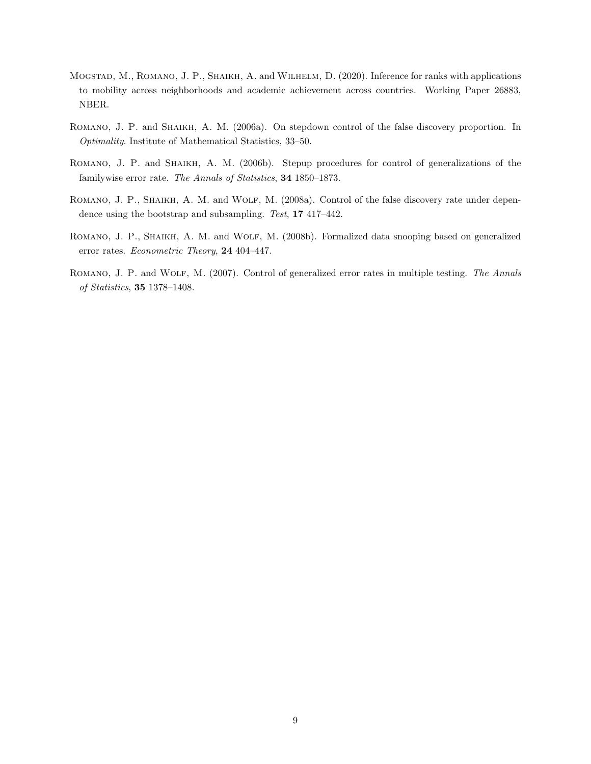Mogstad, M., Romano, J. P., Shaikh, A. and Wilhelm, D. (2020). Inference for ranks with applications to mobility across neighborhoods and academic achievement across countries. Working Paper 26883, NBER.

Romano, J. P. and Shaikh, A. M. (2006a). On stepdown control of the false discovery proportion. In *Optimality*. Institute of Mathematical Statistics, 33–50.

Romano, J. P. and Shaikh, A. M. (2006b). Stepup procedures for control of generalizations of the familywise error rate. *The Annals of Statistics*, **34** 1850–1873.

Romano, J. P., Shaikh, A. M. and Wolf, M. (2008a). Control of the false discovery rate under dependence using the bootstrap and subsampling. *Test*, **17** 417–442.

Romano, J. P., Shaikh, A. M. and Wolf, M. (2008b). Formalized data snooping based on generalized error rates. *Econometric Theory*, **24** 404–447.

Romano, J. P. and Wolf, M. (2007). Control of generalized error rates in multiple testing. *The Annals of Statistics*, **35** 1378–1408.